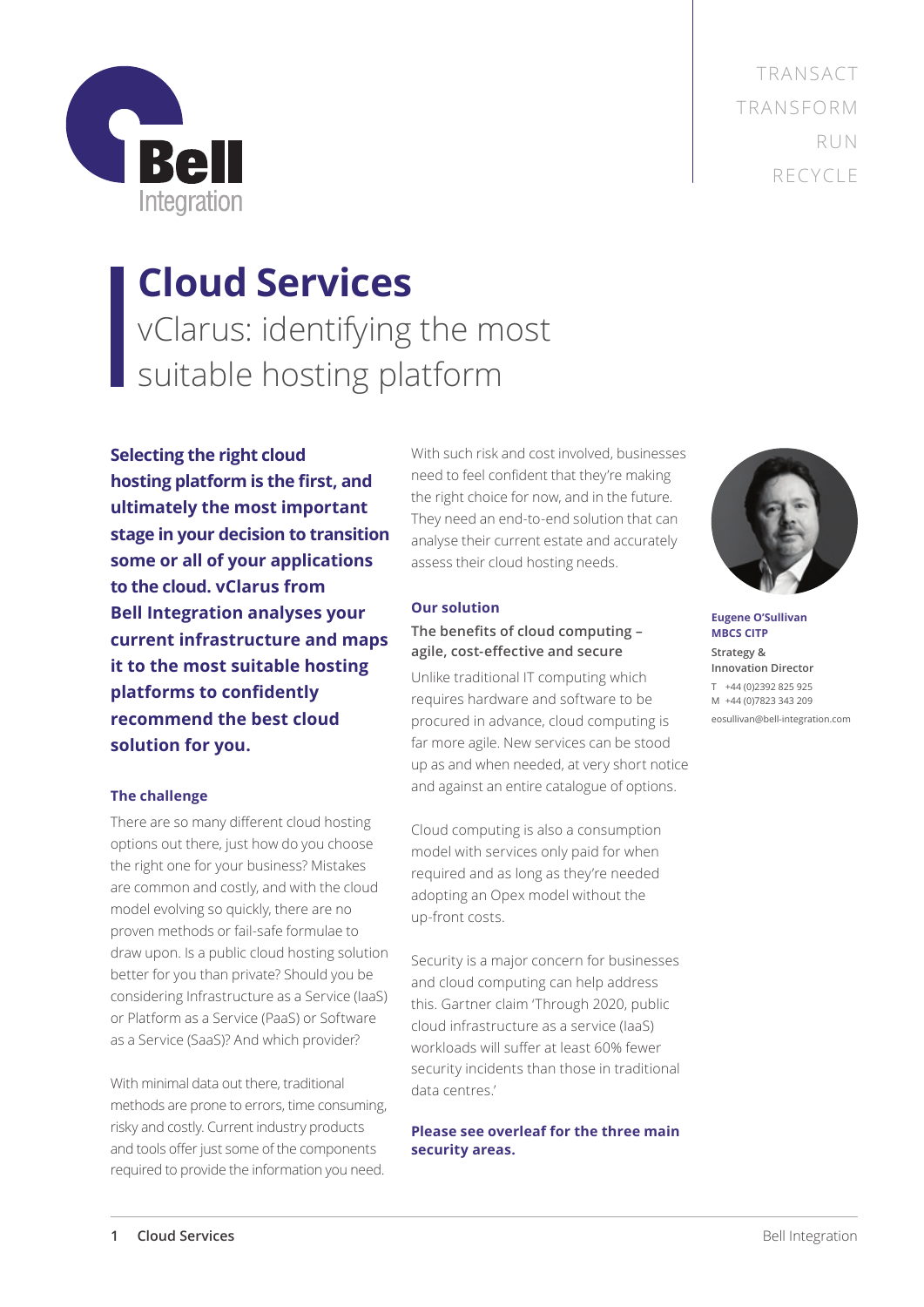Bell Integration

TRANSACT
TRANSFORM
RUN
RECYCLE

# Cloud Services

## vClarus: identifying the most suitable hosting platform

**Selecting the right cloud hosting platform is the first, and ultimately the most important stage in your decision to transition some or all of your applications to the cloud. vClarus from Bell Integration analyses your current infrastructure and maps it to the most suitable hosting platforms to confidently recommend the best cloud solution for you.**

### The challenge

There are so many different cloud hosting options out there, just how do you choose the right one for your business? Mistakes are common and costly, and with the cloud model evolving so quickly, there are no proven methods or fail-safe formulae to draw upon. Is a public cloud hosting solution better for you than private? Should you be considering Infrastructure as a Service (IaaS) or Platform as a Service (PaaS) or Software as a Service (SaaS)? And which provider?

With minimal data out there, traditional methods are prone to errors, time consuming, risky and costly. Current industry products and tools offer just some of the components required to provide the information you need.

With such risk and cost involved, businesses need to feel confident that they're making the right choice for now, and in the future. They need an end-to-end solution that can analyse their current estate and accurately assess their cloud hosting needs.

### Our solution

**The benefits of cloud computing – agile, cost-effective and secure**

Unlike traditional IT computing which requires hardware and software to be procured in advance, cloud computing is far more agile. New services can be stood up as and when needed, at very short notice and against an entire catalogue of options.

Cloud computing is also a consumption model with services only paid for when required and as long as they're needed adopting an Opex model without the up-front costs.

Security is a major concern for businesses and cloud computing can help address this. Gartner claim 'Through 2020, public cloud infrastructure as a service (IaaS) workloads will suffer at least 60% fewer security incidents than those in traditional data centres.'

**Please see overleaf for the three main security areas.**

**Eugene O'Sullivan MBCS CITP**
Strategy & Innovation Director
T +44 (0)2392 825 925
M +44 (0)7823 343 209
eosullivan@bell-integration.com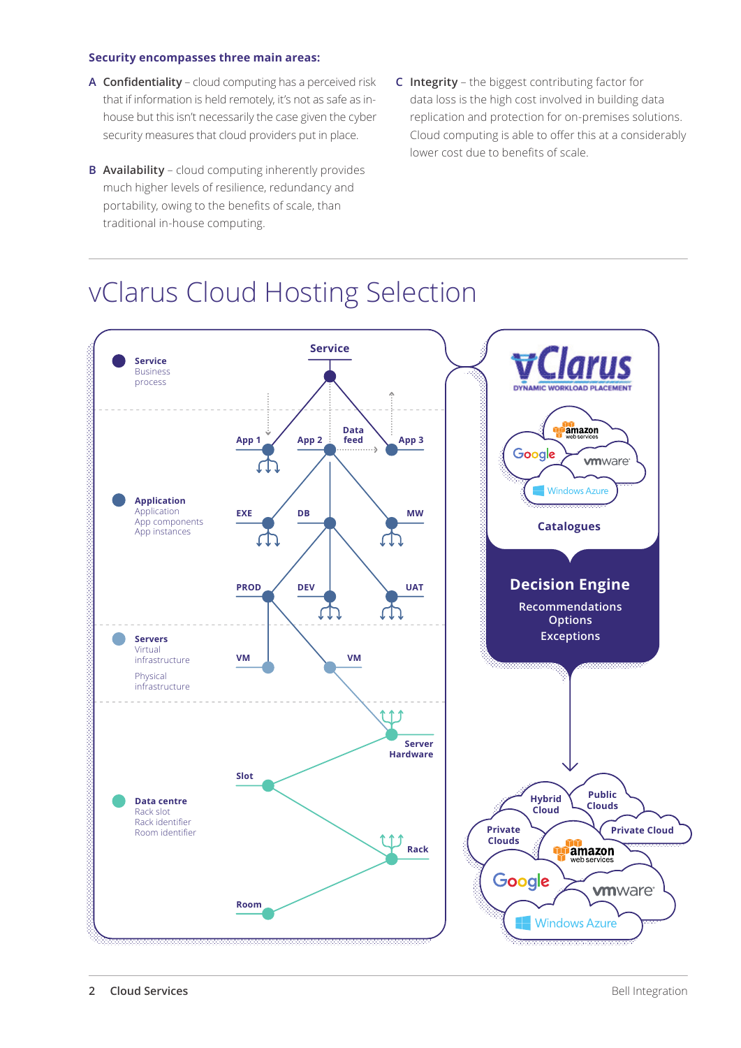**Security encompasses three main areas:**

A **Confidentiality** – cloud computing has a perceived risk that if information is held remotely, it's not as safe as in-house but this isn't necessarily the case given the cyber security measures that cloud providers put in place.

B **Availability** – cloud computing inherently provides much higher levels of resilience, redundancy and portability, owing to the benefits of scale, than traditional in-house computing.

C **Integrity** – the biggest contributing factor for data loss is the high cost involved in building data replication and protection for on-premises solutions. Cloud computing is able to offer this at a considerably lower cost due to benefits of scale.

# vClarus Cloud Hosting Selection

**Service**
Business process

**Application**
Application
App components
App instances

**Servers**
Virtual infrastructure

Physical infrastructure

**Data centre**
Rack slot
Rack identifier
Room identifier

Service

App 1 | App 2 | Data feed | App 3

EXE | DB | MW

PROD | DEV | UAT

VM | VM

Server Hardware

Slot

Rack

Room

vClarus
DYNAMIC WORKLOAD PLACEMENT

amazon web services | Google | vmware | Windows Azure

**Catalogues**

**Decision Engine**
Recommendations
Options
Exceptions

Hybrid Cloud | Public Clouds | Private Clouds | Private Cloud

amazon web services | Google | vmware | Windows Azure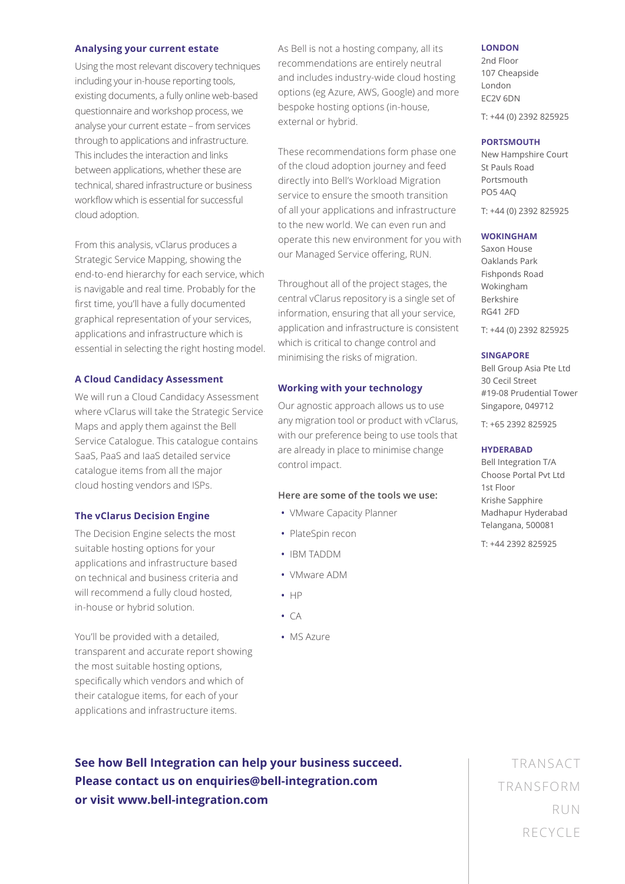## Analysing your current estate

Using the most relevant discovery techniques including your in-house reporting tools, existing documents, a fully online web-based questionnaire and workshop process, we analyse your current estate – from services through to applications and infrastructure. This includes the interaction and links between applications, whether these are technical, shared infrastructure or business workflow which is essential for successful cloud adoption.

From this analysis, vClarus produces a Strategic Service Mapping, showing the end-to-end hierarchy for each service, which is navigable and real time. Probably for the first time, you'll have a fully documented graphical representation of your services, applications and infrastructure which is essential in selecting the right hosting model.

## A Cloud Candidacy Assessment

We will run a Cloud Candidacy Assessment where vClarus will take the Strategic Service Maps and apply them against the Bell Service Catalogue. This catalogue contains SaaS, PaaS and IaaS detailed service catalogue items from all the major cloud hosting vendors and ISPs.

## The vClarus Decision Engine

The Decision Engine selects the most suitable hosting options for your applications and infrastructure based on technical and business criteria and will recommend a fully cloud hosted, in-house or hybrid solution.

You'll be provided with a detailed, transparent and accurate report showing the most suitable hosting options, specifically which vendors and which of their catalogue items, for each of your applications and infrastructure items.

As Bell is not a hosting company, all its recommendations are entirely neutral and includes industry-wide cloud hosting options (eg Azure, AWS, Google) and more bespoke hosting options (in-house, external or hybrid.

These recommendations form phase one of the cloud adoption journey and feed directly into Bell's Workload Migration service to ensure the smooth transition of all your applications and infrastructure to the new world. We can even run and operate this new environment for you with our Managed Service offering, RUN.

Throughout all of the project stages, the central vClarus repository is a single set of information, ensuring that all your service, application and infrastructure is consistent which is critical to change control and minimising the risks of migration.

## Working with your technology

Our agnostic approach allows us to use any migration tool or product with vClarus, with our preference being to use tools that are already in place to minimise change control impact.

**Here are some of the tools we use:**

- VMware Capacity Planner
- PlateSpin recon
- IBM TADDM
- VMware ADM
- HP
- CA
- MS Azure

**LONDON**
2nd Floor
107 Cheapside
London
EC2V 6DN

T: +44 (0) 2392 825925

**PORTSMOUTH**
New Hampshire Court
St Pauls Road
Portsmouth
PO5 4AQ

T: +44 (0) 2392 825925

**WOKINGHAM**
Saxon House
Oaklands Park
Fishponds Road
Wokingham
Berkshire
RG41 2FD

T: +44 (0) 2392 825925

**SINGAPORE**
Bell Group Asia Pte Ltd
30 Cecil Street
#19-08 Prudential Tower
Singapore, 049712

T: +65 2392 825925

**HYDERABAD**
Bell Integration T/A
Choose Portal Pvt Ltd
1st Floor
Krishe Sapphire
Madhapur Hyderabad
Telangana, 500081

T: +44 2392 825925

**See how Bell Integration can help your business succeed. Please contact us on enquiries@bell-integration.com or visit www.bell-integration.com**

TRANSACT
TRANSFORM
RUN
RECYCLE